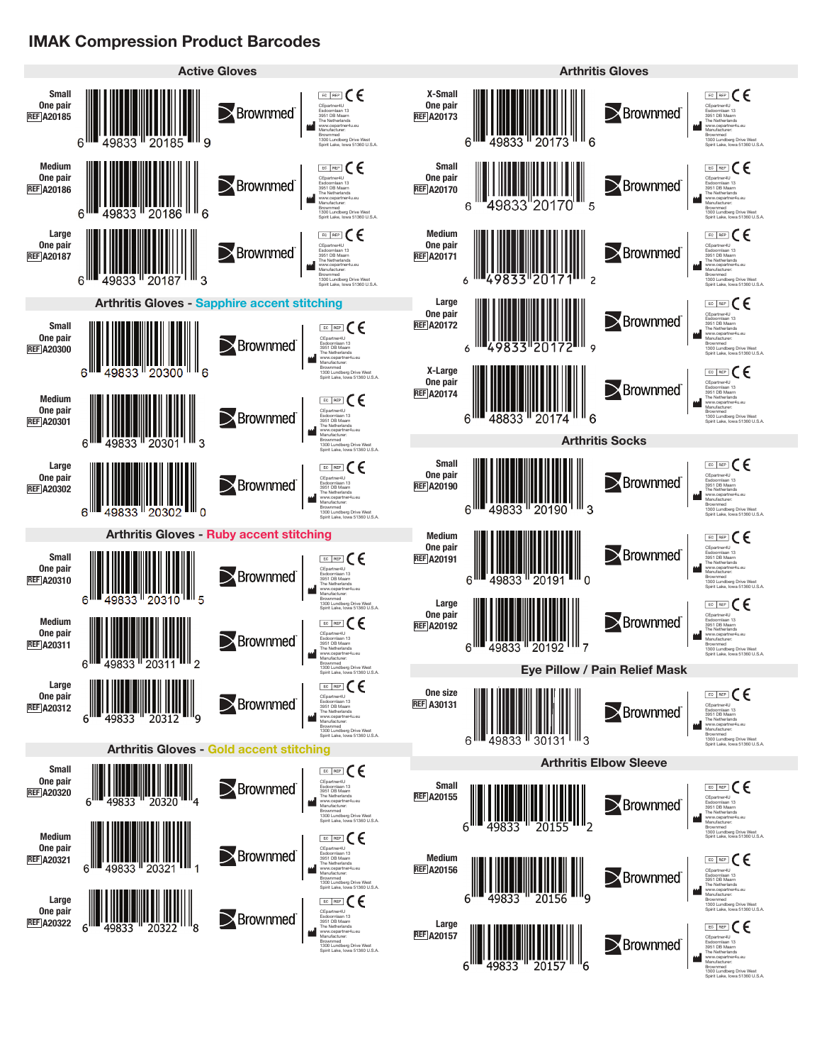# IMAK Compression Product Barcodes

## Active Gloves

| Size | Quantity | REF | Barcode |
|---|---|---|---|
| Small | One pair | A20185 | 6 49833 20185 9 |
| Medium | One pair | A20186 | 6 49833 20186 6 |
| Large | One pair | A20187 | 6 49833 20187 3 |

## Arthritis Gloves - Sapphire accent stitching

| Size | Quantity | REF | Barcode |
|---|---|---|---|
| Small | One pair | A20300 | 6 49833 20300 6 |
| Medium | One pair | A20301 | 6 49833 20301 3 |
| Large | One pair | A20302 | 6 49833 20302 0 |

## Arthritis Gloves - Ruby accent stitching

| Size | Quantity | REF | Barcode |
|---|---|---|---|
| Small | One pair | A20310 | 6 49833 20310 5 |
| Medium | One pair | A20311 | 6 49833 20311 2 |
| Large | One pair | A20312 | 6 49833 20312 9 |

## Arthritis Gloves - Gold accent stitching

| Size | Quantity | REF | Barcode |
|---|---|---|---|
| Small | One pair | A20320 | 6 49833 20320 4 |
| Medium | One pair | A20321 | 6 49833 20321 1 |
| Large | One pair | A20322 | 6 49833 20322 8 |

## Arthritis Gloves

| Size | Quantity | REF | Barcode |
|---|---|---|---|
| X-Small | One pair | A20173 | 6 49833 20173 6 |
| Small | One pair | A20170 | 6 49833 20170 5 |
| Medium | One pair | A20171 | 6 49833 20171 2 |
| Large | One pair | A20172 | 6 49833 20172 9 |
| X-Large | One pair | A20174 | 6 48833 20174 6 |

## Arthritis Socks

| Size | Quantity | REF | Barcode |
|---|---|---|---|
| Small | One pair | A20190 | 6 49833 20190 3 |
| Medium | One pair | A20191 | 6 49833 20191 0 |
| Large | One pair | A20192 | 6 49833 20192 7 |

## Eye Pillow / Pain Relief Mask

| Size | REF | Barcode |
|---|---|---|
| One size | A30131 | 6 49833 30131 3 |

## Arthritis Elbow Sleeve

| Size | REF | Barcode |
|---|---|---|
| Small | A20155 | 6 49833 20155 2 |
| Medium | A20156 | 6 49833 20156 9 |
| Large | A20157 | 6 49833 20157 6 |

Each label: Brownmed® — EC REP — CE
CEpartner4U
Esdoornlaan 13
3951 DB Maarn
The Netherlands
www.cepartner4u.eu
Manufacturer:
Brownmed
1300 Lundberg Drive West
Spirit Lake, Iowa 51360 U.S.A.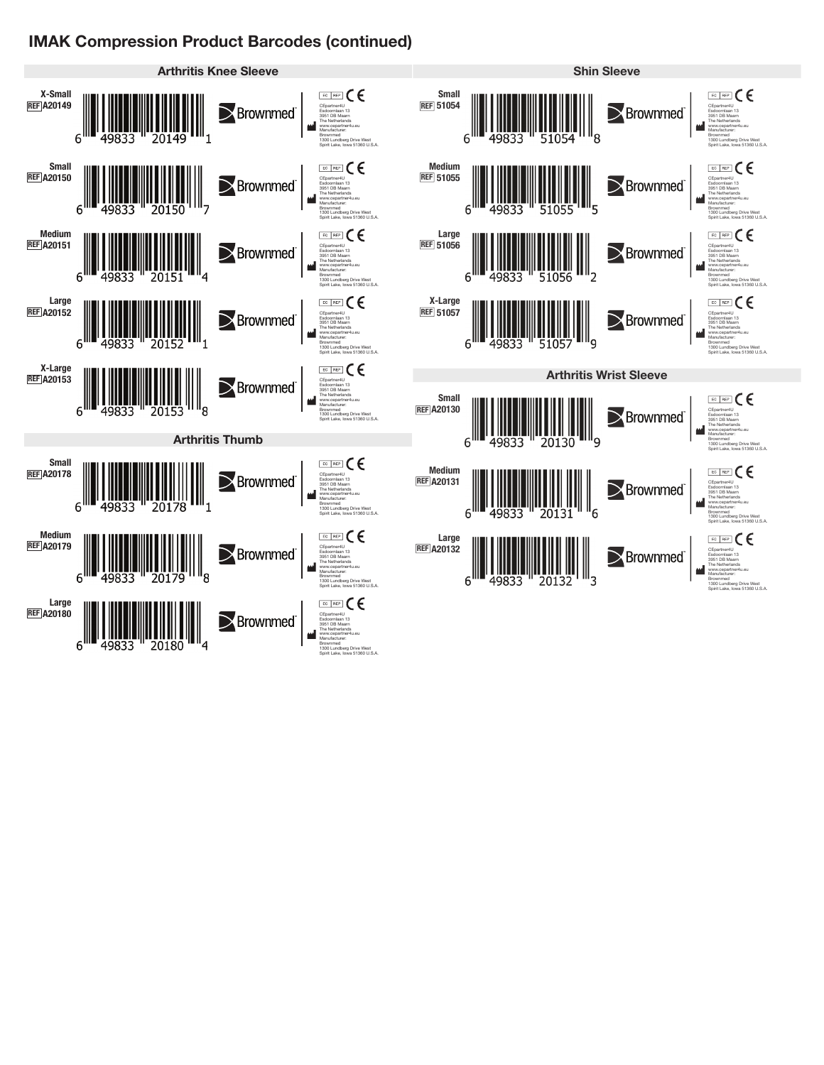# IMAK Compression Product Barcodes (continued)

## Arthritis Knee Sleeve

**X-Small**
REF A20149

6 49833 20149 1

Brownmed

EC REP CE
CEpartner4U
Esdoornlaan 13
3951 DB Maarn
The Netherlands
www.cepartner4u.eu
Manufacturer:
Brownmed
1300 Lundberg Drive West
Spirit Lake, Iowa 51360 U.S.A.

**Small**
REF A20150

6 49833 20150 7

Brownmed

EC REP CE
CEpartner4U
Esdoornlaan 13
3951 DB Maarn
The Netherlands
www.cepartner4u.eu
Manufacturer:
Brownmed
1300 Lundberg Drive West
Spirit Lake, Iowa 51360 U.S.A.

**Medium**
REF A20151

6 49833 20151 4

Brownmed

EC REP CE
CEpartner4U
Esdoornlaan 13
3951 DB Maarn
The Netherlands
www.cepartner4u.eu
Manufacturer:
Brownmed
1300 Lundberg Drive West
Spirit Lake, Iowa 51360 U.S.A.

**Large**
REF A20152

6 49833 20152 1

Brownmed

EC REP CE
CEpartner4U
Esdoornlaan 13
3951 DB Maarn
The Netherlands
www.cepartner4u.eu
Manufacturer:
Brownmed
1300 Lundberg Drive West
Spirit Lake, Iowa 51360 U.S.A.

**X-Large**
REF A20153

6 49833 20153 8

Brownmed

EC REP CE
CEpartner4U
Esdoornlaan 13
3951 DB Maarn
The Netherlands
www.cepartner4u.eu
Manufacturer:
Brownmed
1300 Lundberg Drive West
Spirit Lake, Iowa 51360 U.S.A.

## Arthritis Thumb

**Small**
REF A20178

6 49833 20178 1

Brownmed

EC REP CE
CEpartner4U
Esdoornlaan 13
3951 DB Maarn
The Netherlands
www.cepartner4u.eu
Manufacturer:
Brownmed
1300 Lundberg Drive West
Spirit Lake, Iowa 51360 U.S.A.

**Medium**
REF A20179

6 49833 20179 8

Brownmed

EC REP CE
CEpartner4U
Esdoornlaan 13
3951 DB Maarn
The Netherlands
www.cepartner4u.eu
Manufacturer:
Brownmed
1300 Lundberg Drive West
Spirit Lake, Iowa 51360 U.S.A.

**Large**
REF A20180

6 49833 20180 4

Brownmed

EC REP CE
CEpartner4U
Esdoornlaan 13
3951 DB Maarn
The Netherlands
www.cepartner4u.eu
Manufacturer:
Brownmed
1300 Lundberg Drive West
Spirit Lake, Iowa 51360 U.S.A.

## Shin Sleeve

**Small**
REF 51054

6 49833 51054 8

Brownmed

EC REP CE
CEpartner4U
Esdoornlaan 13
3951 DB Maarn
The Netherlands
www.cepartner4u.eu
Manufacturer:
Brownmed
1300 Lundberg Drive West
Spirit Lake, Iowa 51360 U.S.A.

**Medium**
REF 51055

6 49833 51055 5

Brownmed

EC REP CE
CEpartner4U
Esdoornlaan 13
3951 DB Maarn
The Netherlands
www.cepartner4u.eu
Manufacturer:
Brownmed
1300 Lundberg Drive West
Spirit Lake, Iowa 51360 U.S.A.

**Large**
REF 51056

6 49833 51056 2

Brownmed

EC REP CE
CEpartner4U
Esdoornlaan 13
3951 DB Maarn
The Netherlands
www.cepartner4u.eu
Manufacturer:
Brownmed
1300 Lundberg Drive West
Spirit Lake, Iowa 51360 U.S.A.

**X-Large**
REF 51057

6 49833 51057 9

Brownmed

EC REP CE
CEpartner4U
Esdoornlaan 13
3951 DB Maarn
The Netherlands
www.cepartner4u.eu
Manufacturer:
Brownmed
1300 Lundberg Drive West
Spirit Lake, Iowa 51360 U.S.A.

## Arthritis Wrist Sleeve

**Small**
REF A20130

6 49833 20130 9

Brownmed

EC REP CE
CEpartner4U
Esdoornlaan 13
3951 DB Maarn
The Netherlands
www.cepartner4u.eu
Manufacturer:
Brownmed
1300 Lundberg Drive West
Spirit Lake, Iowa 51360 U.S.A.

**Medium**
REF A20131

6 49833 20131 6

Brownmed

EC REP CE
CEpartner4U
Esdoornlaan 13
3951 DB Maarn
The Netherlands
www.cepartner4u.eu
Manufacturer:
Brownmed
1300 Lundberg Drive West
Spirit Lake, Iowa 51360 U.S.A.

**Large**
REF A20132

6 49833 20132 3

Brownmed

EC REP CE
CEpartner4U
Esdoornlaan 13
3951 DB Maarn
The Netherlands
www.cepartner4u.eu
Manufacturer:
Brownmed
1300 Lundberg Drive West
Spirit Lake, Iowa 51360 U.S.A.